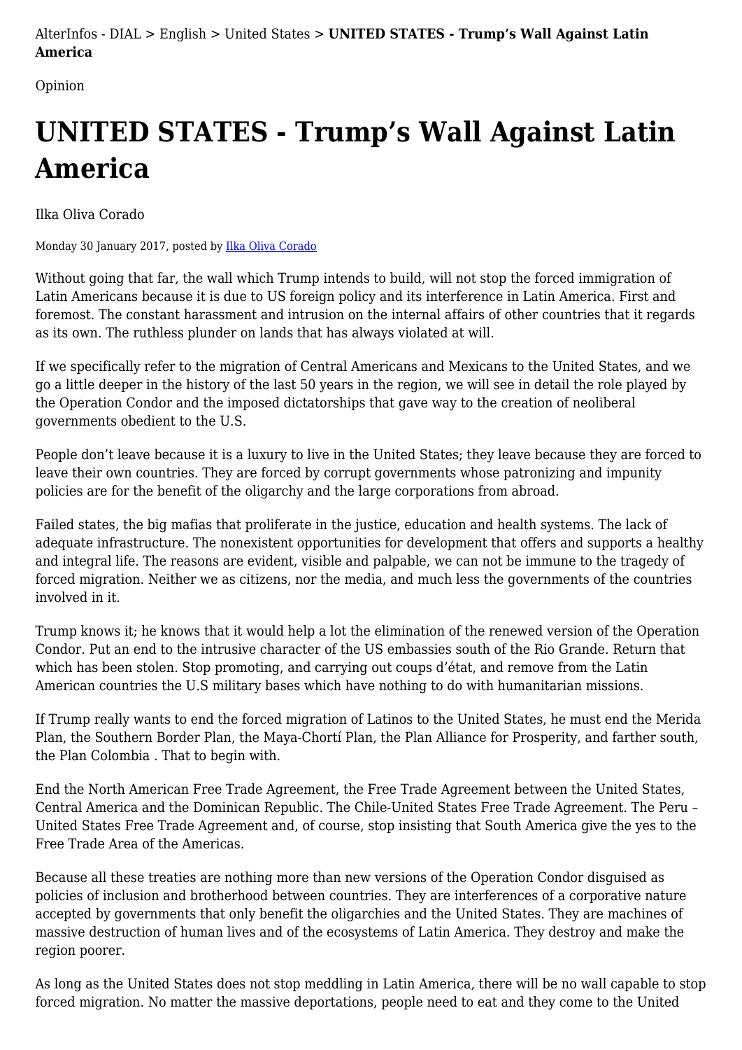AlterInfos - DIAL > English > United States > **UNITED STATES - Trump's Wall Against Latin America**

Opinion

# UNITED STATES - Trump's Wall Against Latin America

Ilka Oliva Corado

Monday 30 January 2017, posted by Ilka Oliva Corado

Without going that far, the wall which Trump intends to build, will not stop the forced immigration of Latin Americans because it is due to US foreign policy and its interference in Latin America. First and foremost. The constant harassment and intrusion on the internal affairs of other countries that it regards as its own. The ruthless plunder on lands that has always violated at will.

If we specifically refer to the migration of Central Americans and Mexicans to the United States, and we go a little deeper in the history of the last 50 years in the region, we will see in detail the role played by the Operation Condor and the imposed dictatorships that gave way to the creation of neoliberal governments obedient to the U.S.

People don't leave because it is a luxury to live in the United States; they leave because they are forced to leave their own countries. They are forced by corrupt governments whose patronizing and impunity policies are for the benefit of the oligarchy and the large corporations from abroad.

Failed states, the big mafias that proliferate in the justice, education and health systems. The lack of adequate infrastructure. The nonexistent opportunities for development that offers and supports a healthy and integral life. The reasons are evident, visible and palpable, we can not be immune to the tragedy of forced migration. Neither we as citizens, nor the media, and much less the governments of the countries involved in it.

Trump knows it; he knows that it would help a lot the elimination of the renewed version of the Operation Condor. Put an end to the intrusive character of the US embassies south of the Rio Grande. Return that which has been stolen. Stop promoting, and carrying out coups d'état, and remove from the Latin American countries the U.S military bases which have nothing to do with humanitarian missions.

If Trump really wants to end the forced migration of Latinos to the United States, he must end the Merida Plan, the Southern Border Plan, the Maya-Chortí Plan, the Plan Alliance for Prosperity, and farther south, the Plan Colombia . That to begin with.

End the North American Free Trade Agreement, the Free Trade Agreement between the United States, Central America and the Dominican Republic. The Chile-United States Free Trade Agreement. The Peru – United States Free Trade Agreement and, of course, stop insisting that South America give the yes to the Free Trade Area of the Americas.

Because all these treaties are nothing more than new versions of the Operation Condor disguised as policies of inclusion and brotherhood between countries. They are interferences of a corporative nature accepted by governments that only benefit the oligarchies and the United States. They are machines of massive destruction of human lives and of the ecosystems of Latin America. They destroy and make the region poorer.

As long as the United States does not stop meddling in Latin America, there will be no wall capable to stop forced migration. No matter the massive deportations, people need to eat and they come to the United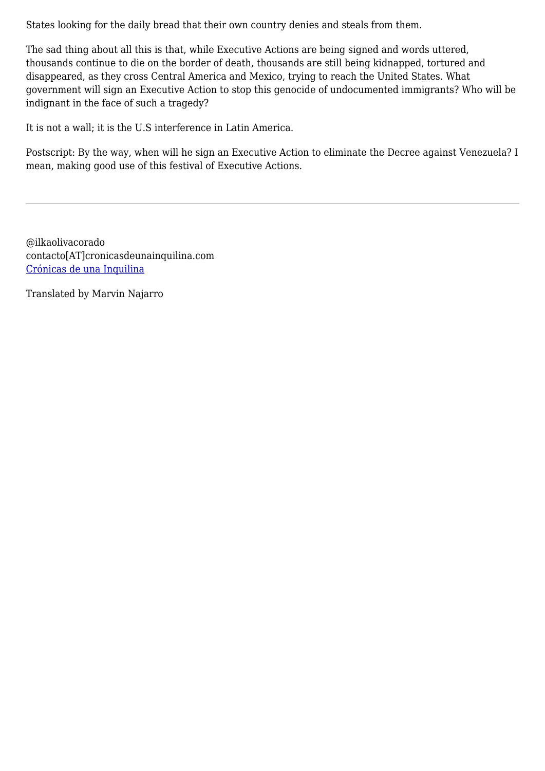States looking for the daily bread that their own country denies and steals from them.

The sad thing about all this is that, while Executive Actions are being signed and words uttered, thousands continue to die on the border of death, thousands are still being kidnapped, tortured and disappeared, as they cross Central America and Mexico, trying to reach the United States. What government will sign an Executive Action to stop this genocide of undocumented immigrants? Who will be indignant in the face of such a tragedy?

It is not a wall; it is the U.S interference in Latin America.

Postscript: By the way, when will he sign an Executive Action to eliminate the Decree against Venezuela? I mean, making good use of this festival of Executive Actions.

---

@ilkaolivacorado
contacto[AT]cronicasdeunainquilina.com
Crónicas de una Inquilina

Translated by Marvin Najarro